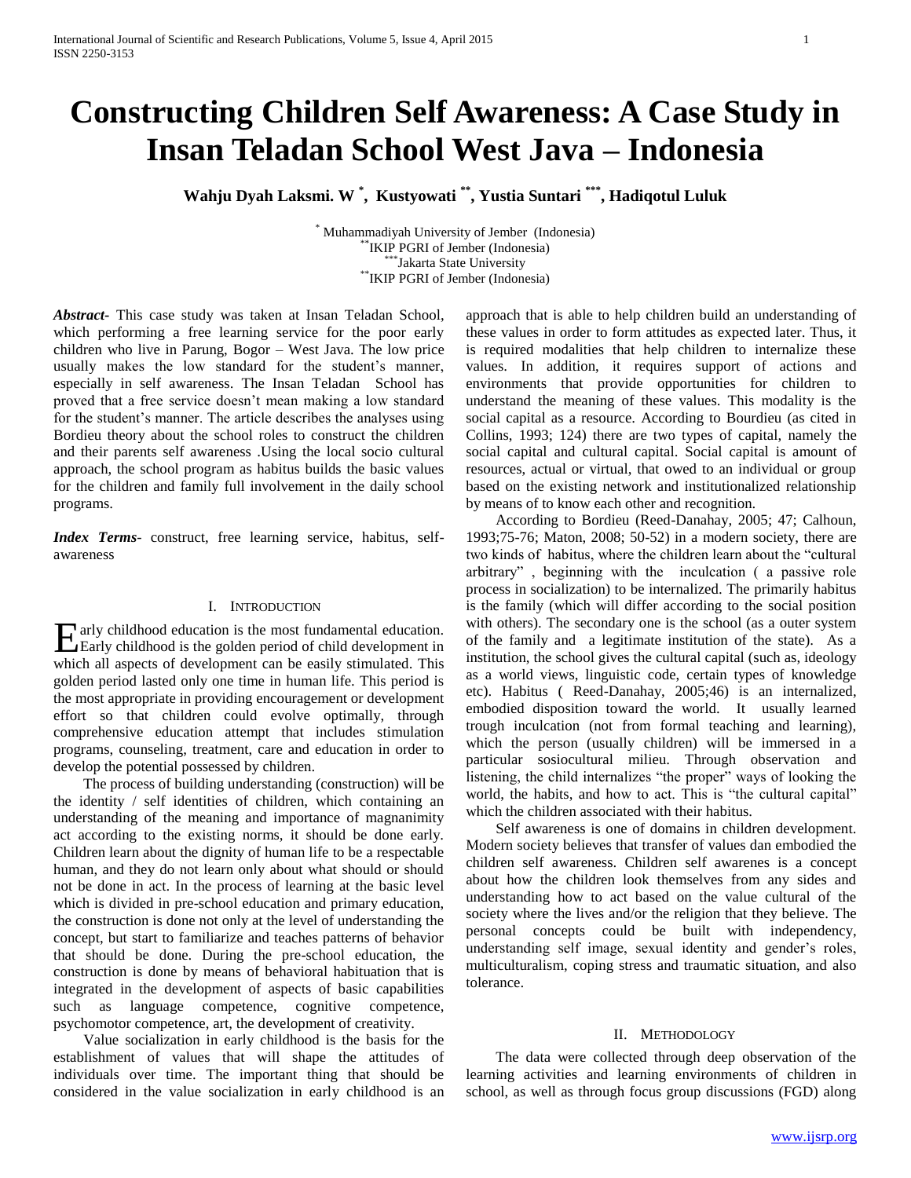# Constructing Children Self Awareness: A Case Study in Insan Teladan School West Java – Indonesia

**Wahju Dyah Laksmi. W [*], Kustyowati [**], Yustia Suntari [***], Hadiqotul Luluk**

[*] Muhammadiyah University of Jember (Indonesia)
[**] IKIP PGRI of Jember (Indonesia)
[***] Jakarta State University
[**] IKIP PGRI of Jember (Indonesia)

***Abstract*-** This case study was taken at Insan Teladan School, which performing a free learning service for the poor early children who live in Parung, Bogor – West Java. The low price usually makes the low standard for the student's manner, especially in self awareness. The Insan Teladan School has proved that a free service doesn't mean making a low standard for the student's manner. The article describes the analyses using Bordieu theory about the school roles to construct the children and their parents self awareness .Using the local socio cultural approach, the school program as habitus builds the basic values for the children and family full involvement in the daily school programs.

***Index Terms*-** construct, free learning service, habitus, self-awareness

## I. Introduction

Early childhood education is the most fundamental education. Early childhood is the golden period of child development in which all aspects of development can be easily stimulated. This golden period lasted only one time in human life. This period is the most appropriate in providing encouragement or development effort so that children could evolve optimally, through comprehensive education attempt that includes stimulation programs, counseling, treatment, care and education in order to develop the potential possessed by children.

The process of building understanding (construction) will be the identity / self identities of children, which containing an understanding of the meaning and importance of magnanimity act according to the existing norms, it should be done early. Children learn about the dignity of human life to be a respectable human, and they do not learn only about what should or should not be done in act. In the process of learning at the basic level which is divided in pre-school education and primary education, the construction is done not only at the level of understanding the concept, but start to familiarize and teaches patterns of behavior that should be done. During the pre-school education, the construction is done by means of behavioral habituation that is integrated in the development of aspects of basic capabilities such as language competence, cognitive competence, psychomotor competence, art, the development of creativity.

Value socialization in early childhood is the basis for the establishment of values that will shape the attitudes of individuals over time. The important thing that should be considered in the value socialization in early childhood is an approach that is able to help children build an understanding of these values in order to form attitudes as expected later. Thus, it is required modalities that help children to internalize these values. In addition, it requires support of actions and environments that provide opportunities for children to understand the meaning of these values. This modality is the social capital as a resource. According to Bourdieu (as cited in Collins, 1993; 124) there are two types of capital, namely the social capital and cultural capital. Social capital is amount of resources, actual or virtual, that owed to an individual or group based on the existing network and institutionalized relationship by means of to know each other and recognition.

According to Bordieu (Reed-Danahay, 2005; 47; Calhoun, 1993;75-76; Maton, 2008; 50-52) in a modern society, there are two kinds of habitus, where the children learn about the "cultural arbitrary" , beginning with the inculcation ( a passive role process in socialization) to be internalized. The primarily habitus is the family (which will differ according to the social position with others). The secondary one is the school (as a outer system of the family and a legitimate institution of the state). As a institution, the school gives the cultural capital (such as, ideology as a world views, linguistic code, certain types of knowledge etc). Habitus ( Reed-Danahay, 2005;46) is an internalized, embodied disposition toward the world. It usually learned trough inculcation (not from formal teaching and learning), which the person (usually children) will be immersed in a particular sosiocultural milieu. Through observation and listening, the child internalizes "the proper" ways of looking the world, the habits, and how to act. This is "the cultural capital" which the children associated with their habitus.

Self awareness is one of domains in children development. Modern society believes that transfer of values dan embodied the children self awareness. Children self awarenes is a concept about how the children look themselves from any sides and understanding how to act based on the value cultural of the society where the lives and/or the religion that they believe. The personal concepts could be built with independency, understanding self image, sexual identity and gender's roles, multiculturalism, coping stress and traumatic situation, and also tolerance.

## II. Methodology

The data were collected through deep observation of the learning activities and learning environments of children in school, as well as through focus group discussions (FGD) along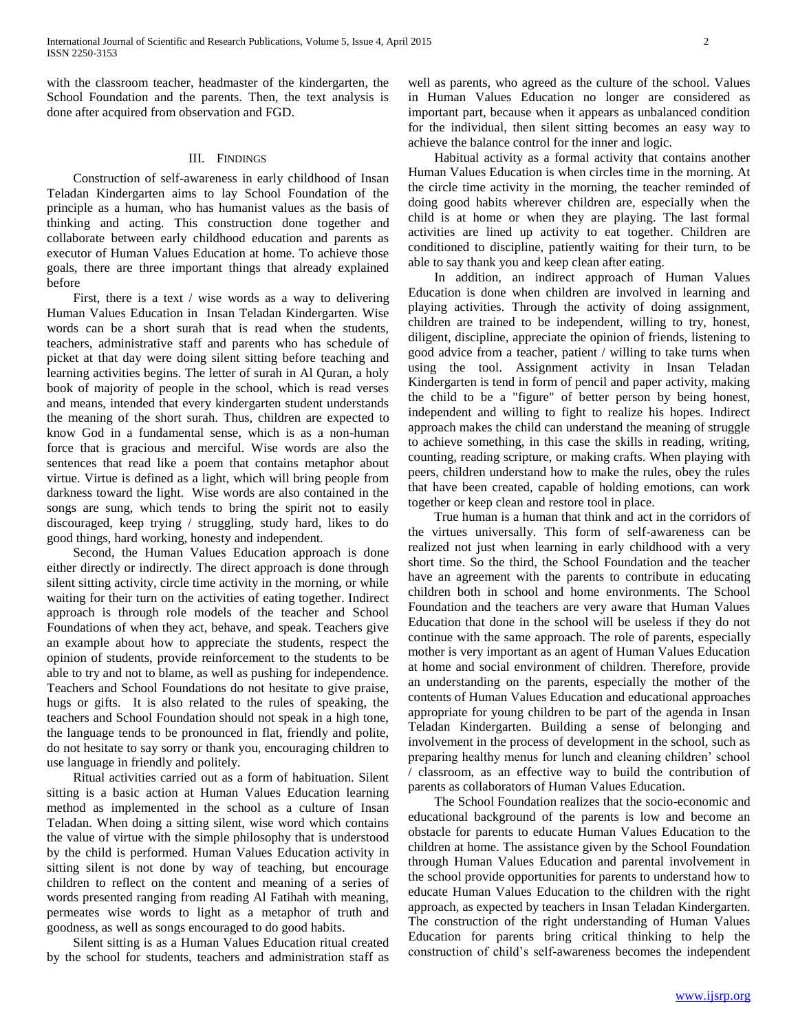with the classroom teacher, headmaster of the kindergarten, the School Foundation and the parents. Then, the text analysis is done after acquired from observation and FGD.

## III. Findings

Construction of self-awareness in early childhood of Insan Teladan Kindergarten aims to lay School Foundation of the principle as a human, who has humanist values as the basis of thinking and acting. This construction done together and collaborate between early childhood education and parents as executor of Human Values Education at home. To achieve those goals, there are three important things that already explained before

First, there is a text / wise words as a way to delivering Human Values Education in Insan Teladan Kindergarten. Wise words can be a short surah that is read when the students, teachers, administrative staff and parents who has schedule of picket at that day were doing silent sitting before teaching and learning activities begins. The letter of surah in Al Quran, a holy book of majority of people in the school, which is read verses and means, intended that every kindergarten student understands the meaning of the short surah. Thus, children are expected to know God in a fundamental sense, which is as a non-human force that is gracious and merciful. Wise words are also the sentences that read like a poem that contains metaphor about virtue. Virtue is defined as a light, which will bring people from darkness toward the light. Wise words are also contained in the songs are sung, which tends to bring the spirit not to easily discouraged, keep trying / struggling, study hard, likes to do good things, hard working, honesty and independent.

Second, the Human Values Education approach is done either directly or indirectly. The direct approach is done through silent sitting activity, circle time activity in the morning, or while waiting for their turn on the activities of eating together. Indirect approach is through role models of the teacher and School Foundations of when they act, behave, and speak. Teachers give an example about how to appreciate the students, respect the opinion of students, provide reinforcement to the students to be able to try and not to blame, as well as pushing for independence. Teachers and School Foundations do not hesitate to give praise, hugs or gifts. It is also related to the rules of speaking, the teachers and School Foundation should not speak in a high tone, the language tends to be pronounced in flat, friendly and polite, do not hesitate to say sorry or thank you, encouraging children to use language in friendly and politely.

Ritual activities carried out as a form of habituation. Silent sitting is a basic action at Human Values Education learning method as implemented in the school as a culture of Insan Teladan. When doing a sitting silent, wise word which contains the value of virtue with the simple philosophy that is understood by the child is performed. Human Values Education activity in sitting silent is not done by way of teaching, but encourage children to reflect on the content and meaning of a series of words presented ranging from reading Al Fatihah with meaning, permeates wise words to light as a metaphor of truth and goodness, as well as songs encouraged to do good habits.

Silent sitting is as a Human Values Education ritual created by the school for students, teachers and administration staff as well as parents, who agreed as the culture of the school. Values in Human Values Education no longer are considered as important part, because when it appears as unbalanced condition for the individual, then silent sitting becomes an easy way to achieve the balance control for the inner and logic.

Habitual activity as a formal activity that contains another Human Values Education is when circles time in the morning. At the circle time activity in the morning, the teacher reminded of doing good habits wherever children are, especially when the child is at home or when they are playing. The last formal activities are lined up activity to eat together. Children are conditioned to discipline, patiently waiting for their turn, to be able to say thank you and keep clean after eating.

In addition, an indirect approach of Human Values Education is done when children are involved in learning and playing activities. Through the activity of doing assignment, children are trained to be independent, willing to try, honest, diligent, discipline, appreciate the opinion of friends, listening to good advice from a teacher, patient / willing to take turns when using the tool. Assignment activity in Insan Teladan Kindergarten is tend in form of pencil and paper activity, making the child to be a "figure" of better person by being honest, independent and willing to fight to realize his hopes. Indirect approach makes the child can understand the meaning of struggle to achieve something, in this case the skills in reading, writing, counting, reading scripture, or making crafts. When playing with peers, children understand how to make the rules, obey the rules that have been created, capable of holding emotions, can work together or keep clean and restore tool in place.

True human is a human that think and act in the corridors of the virtues universally. This form of self-awareness can be realized not just when learning in early childhood with a very short time. So the third, the School Foundation and the teacher have an agreement with the parents to contribute in educating children both in school and home environments. The School Foundation and the teachers are very aware that Human Values Education that done in the school will be useless if they do not continue with the same approach. The role of parents, especially mother is very important as an agent of Human Values Education at home and social environment of children. Therefore, provide an understanding on the parents, especially the mother of the contents of Human Values Education and educational approaches appropriate for young children to be part of the agenda in Insan Teladan Kindergarten. Building a sense of belonging and involvement in the process of development in the school, such as preparing healthy menus for lunch and cleaning children' school / classroom, as an effective way to build the contribution of parents as collaborators of Human Values Education.

The School Foundation realizes that the socio-economic and educational background of the parents is low and become an obstacle for parents to educate Human Values Education to the children at home. The assistance given by the School Foundation through Human Values Education and parental involvement in the school provide opportunities for parents to understand how to educate Human Values Education to the children with the right approach, as expected by teachers in Insan Teladan Kindergarten. The construction of the right understanding of Human Values Education for parents bring critical thinking to help the construction of child's self-awareness becomes the independent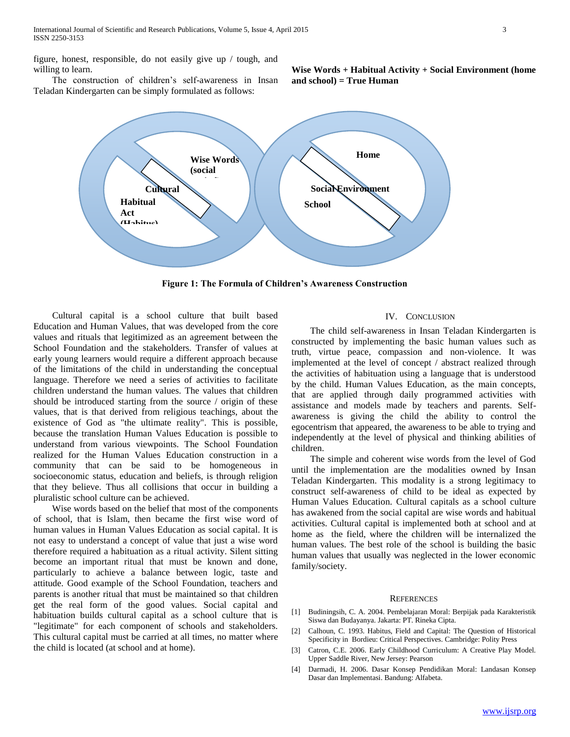figure, honest, responsible, do not easily give up / tough, and willing to learn.

The construction of children's self-awareness in Insan Teladan Kindergarten can be simply formulated as follows:

**Wise Words + Habitual Activity + Social Environment (home and school) = True Human**

Wise Words (social

Cultural

Habitual Act (Habitus)

Home

Social Environment

School

**Figure 1: The Formula of Children's Awareness Construction**

Cultural capital is a school culture that built based Education and Human Values, that was developed from the core values and rituals that legitimized as an agreement between the School Foundation and the stakeholders. Transfer of values at early young learners would require a different approach because of the limitations of the child in understanding the conceptual language. Therefore we need a series of activities to facilitate children understand the human values. The values that children should be introduced starting from the source / origin of these values, that is that derived from religious teachings, about the existence of God as "the ultimate reality". This is possible, because the translation Human Values Education is possible to understand from various viewpoints. The School Foundation realized for the Human Values Education construction in a community that can be said to be homogeneous in socioeconomic status, education and beliefs, is through religion that they believe. Thus all collisions that occur in building a pluralistic school culture can be achieved.

Wise words based on the belief that most of the components of school, that is Islam, then became the first wise word of human values in Human Values Education as social capital. It is not easy to understand a concept of value that just a wise word therefore required a habituation as a ritual activity. Silent sitting become an important ritual that must be known and done, particularly to achieve a balance between logic, taste and attitude. Good example of the School Foundation, teachers and parents is another ritual that must be maintained so that children get the real form of the good values. Social capital and habituation builds cultural capital as a school culture that is "legitimate" for each component of schools and stakeholders. This cultural capital must be carried at all times, no matter where the child is located (at school and at home).

## IV. Conclusion

The child self-awareness in Insan Teladan Kindergarten is constructed by implementing the basic human values such as truth, virtue peace, compassion and non-violence. It was implemented at the level of concept / abstract realized through the activities of habituation using a language that is understood by the child. Human Values Education, as the main concepts, that are applied through daily programmed activities with assistance and models made by teachers and parents. Self-awareness is giving the child the ability to control the egocentrism that appeared, the awareness to be able to trying and independently at the level of physical and thinking abilities of children.

The simple and coherent wise words from the level of God until the implementation are the modalities owned by Insan Teladan Kindergarten. This modality is a strong legitimacy to construct self-awareness of child to be ideal as expected by Human Values Education. Cultural capitals as a school culture has awakened from the social capital are wise words and habitual activities. Cultural capital is implemented both at school and at home as the field, where the children will be internalized the human values. The best role of the school is building the basic human values that usually was neglected in the lower economic family/society.

## References

[1] Budiningsih, C. A. 2004. Pembelajaran Moral: Berpijak pada Karakteristik Siswa dan Budayanya. Jakarta: PT. Rineka Cipta.

[2] Calhoun, C. 1993. Habitus, Field and Capital: The Question of Historical Specificity in Bordieu: Critical Perspectives. Cambridge: Polity Press

[3] Catron, C.E. 2006. Early Childhood Curriculum: A Creative Play Model. Upper Saddle River, New Jersey: Pearson

[4] Darmadi, H. 2006. Dasar Konsep Pendidikan Moral: Landasan Konsep Dasar dan Implementasi. Bandung: Alfabeta.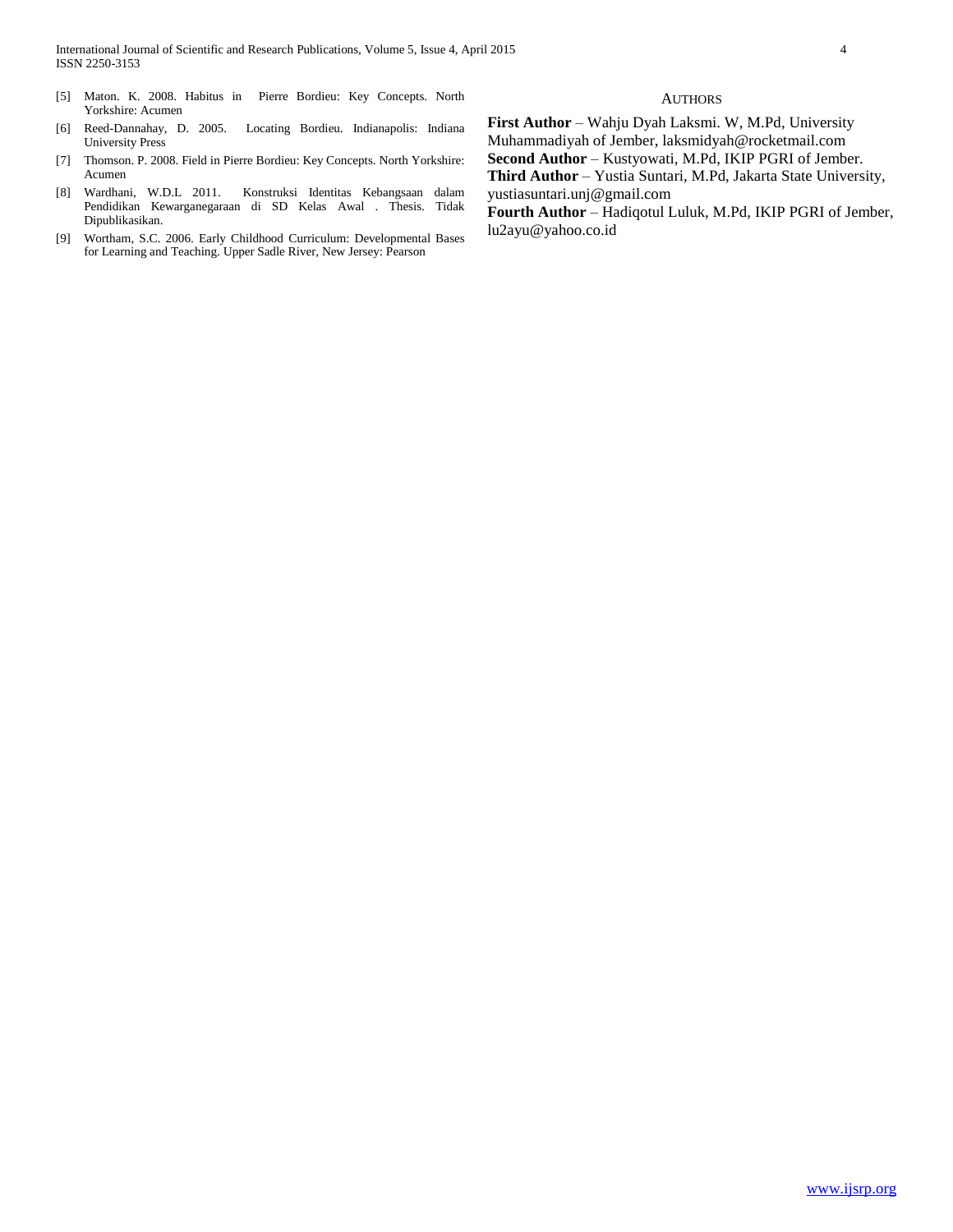[5] Maton. K. 2008. Habitus in Pierre Bordieu: Key Concepts. North Yorkshire: Acumen

[6] Reed-Dannahay, D. 2005. Locating Bordieu. Indianapolis: Indiana University Press

[7] Thomson. P. 2008. Field in Pierre Bordieu: Key Concepts. North Yorkshire: Acumen

[8] Wardhani, W.D.L 2011. Konstruksi Identitas Kebangsaan dalam Pendidikan Kewarganegaraan di SD Kelas Awal . Thesis. Tidak Dipublikasikan.

[9] Wortham, S.C. 2006. Early Childhood Curriculum: Developmental Bases for Learning and Teaching. Upper Sadle River, New Jersey: Pearson

## Authors

**First Author** – Wahju Dyah Laksmi. W, M.Pd, University Muhammadiyah of Jember, laksmidyah@rocketmail.com

**Second Author** – Kustyowati, M.Pd, IKIP PGRI of Jember.

**Third Author** – Yustia Suntari, M.Pd, Jakarta State University, yustiasuntari.unj@gmail.com

**Fourth Author** – Hadiqotul Luluk, M.Pd, IKIP PGRI of Jember, lu2ayu@yahoo.co.id